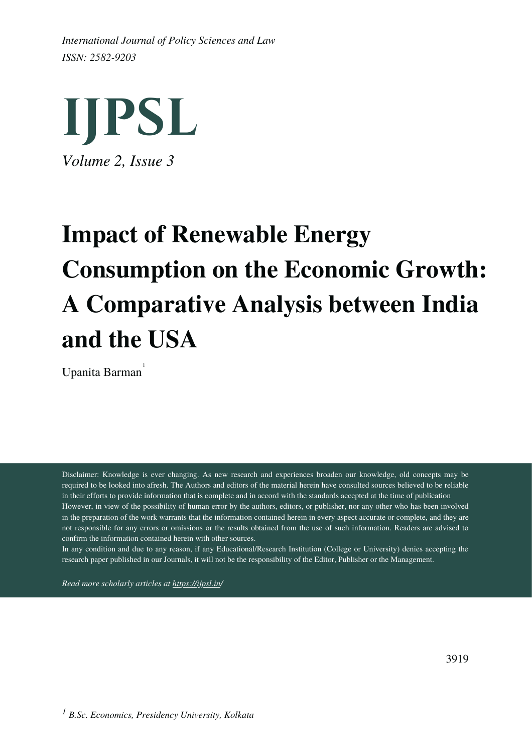*International Journal of Policy Sciences and Law*
*ISSN: 2582-9203*

# IJPSL

*Volume 2, Issue 3*

# Impact of Renewable Energy Consumption on the Economic Growth: A Comparative Analysis between India and the USA

Upanita Barman[1]

Disclaimer: Knowledge is ever changing. As new research and experiences broaden our knowledge, old concepts may be required to be looked into afresh. The Authors and editors of the material herein have consulted sources believed to be reliable in their efforts to provide information that is complete and in accord with the standards accepted at the time of publication However, in view of the possibility of human error by the authors, editors, or publisher, nor any other who has been involved in the preparation of the work warrants that the information contained herein in every aspect accurate or complete, and they are not responsible for any errors or omissions or the results obtained from the use of such information. Readers are advised to confirm the information contained herein with other sources.
In any condition and due to any reason, if any Educational/Research Institution (College or University) denies accepting the research paper published in our Journals, it will not be the responsibility of the Editor, Publisher or the Management.

*Read more scholarly articles at https://ijpsl.in/*

[1] *B.Sc. Economics, Presidency University, Kolkata*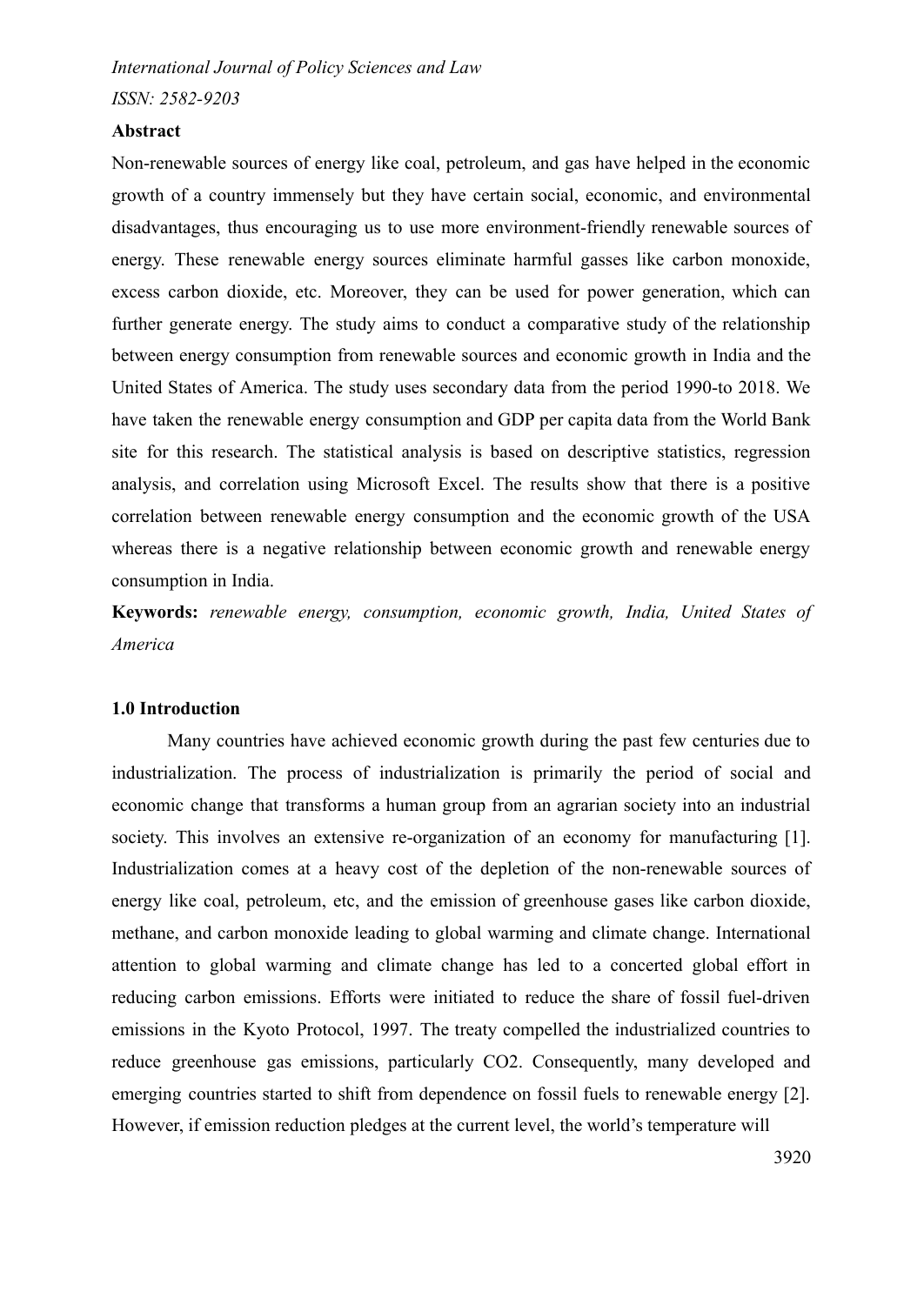## Abstract

Non-renewable sources of energy like coal, petroleum, and gas have helped in the economic growth of a country immensely but they have certain social, economic, and environmental disadvantages, thus encouraging us to use more environment-friendly renewable sources of energy. These renewable energy sources eliminate harmful gasses like carbon monoxide, excess carbon dioxide, etc. Moreover, they can be used for power generation, which can further generate energy. The study aims to conduct a comparative study of the relationship between energy consumption from renewable sources and economic growth in India and the United States of America. The study uses secondary data from the period 1990-to 2018. We have taken the renewable energy consumption and GDP per capita data from the World Bank site for this research. The statistical analysis is based on descriptive statistics, regression analysis, and correlation using Microsoft Excel. The results show that there is a positive correlation between renewable energy consumption and the economic growth of the USA whereas there is a negative relationship between economic growth and renewable energy consumption in India.

**Keywords:** *renewable energy, consumption, economic growth, India, United States of America*

## 1.0 Introduction

Many countries have achieved economic growth during the past few centuries due to industrialization. The process of industrialization is primarily the period of social and economic change that transforms a human group from an agrarian society into an industrial society. This involves an extensive re-organization of an economy for manufacturing [1]. Industrialization comes at a heavy cost of the depletion of the non-renewable sources of energy like coal, petroleum, etc, and the emission of greenhouse gases like carbon dioxide, methane, and carbon monoxide leading to global warming and climate change. International attention to global warming and climate change has led to a concerted global effort in reducing carbon emissions. Efforts were initiated to reduce the share of fossil fuel-driven emissions in the Kyoto Protocol, 1997. The treaty compelled the industrialized countries to reduce greenhouse gas emissions, particularly CO2. Consequently, many developed and emerging countries started to shift from dependence on fossil fuels to renewable energy [2]. However, if emission reduction pledges at the current level, the world's temperature will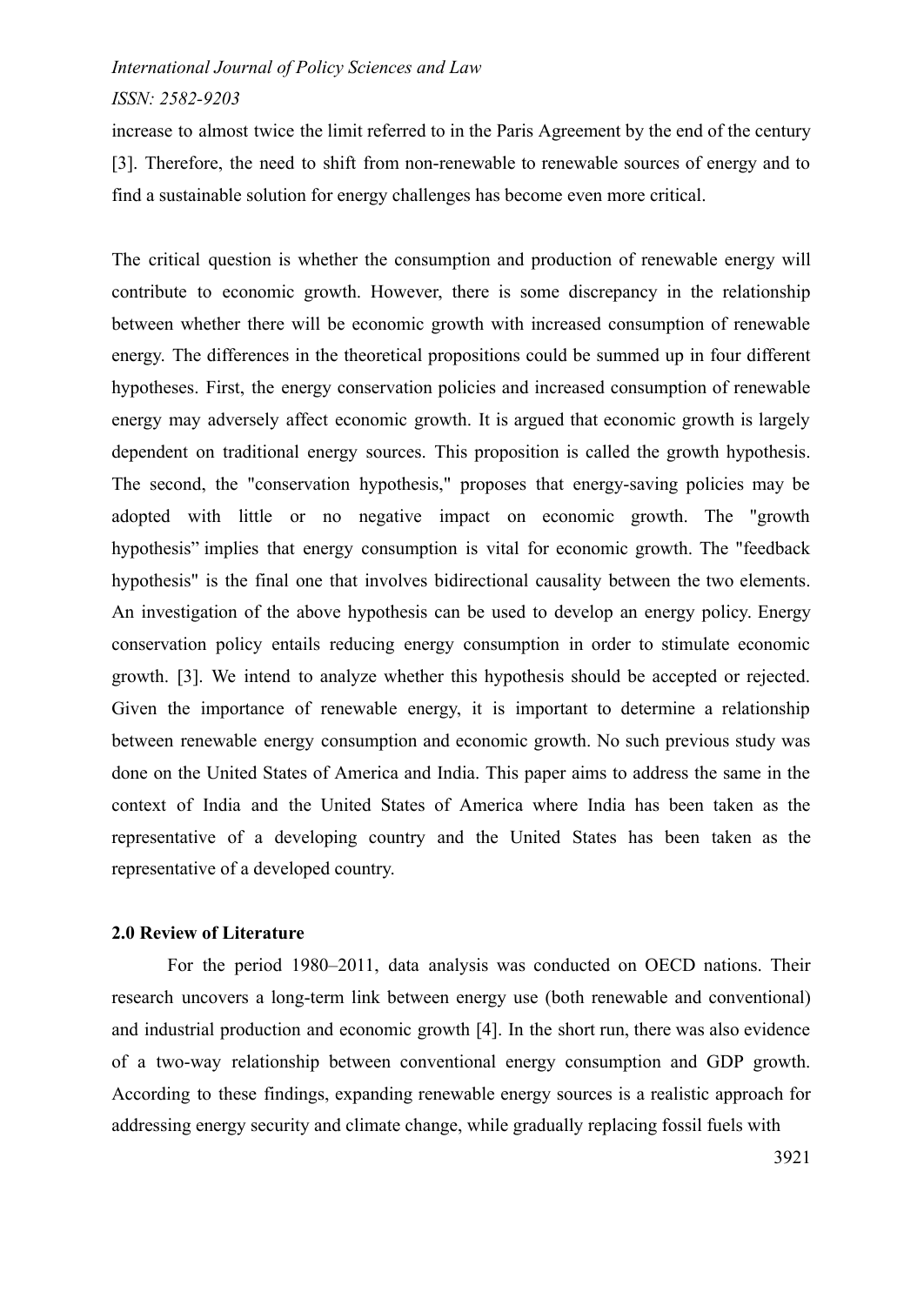increase to almost twice the limit referred to in the Paris Agreement by the end of the century [3]. Therefore, the need to shift from non-renewable to renewable sources of energy and to find a sustainable solution for energy challenges has become even more critical.

The critical question is whether the consumption and production of renewable energy will contribute to economic growth. However, there is some discrepancy in the relationship between whether there will be economic growth with increased consumption of renewable energy. The differences in the theoretical propositions could be summed up in four different hypotheses. First, the energy conservation policies and increased consumption of renewable energy may adversely affect economic growth. It is argued that economic growth is largely dependent on traditional energy sources. This proposition is called the growth hypothesis. The second, the "conservation hypothesis," proposes that energy-saving policies may be adopted with little or no negative impact on economic growth. The "growth hypothesis" implies that energy consumption is vital for economic growth. The "feedback hypothesis" is the final one that involves bidirectional causality between the two elements. An investigation of the above hypothesis can be used to develop an energy policy. Energy conservation policy entails reducing energy consumption in order to stimulate economic growth. [3]. We intend to analyze whether this hypothesis should be accepted or rejected. Given the importance of renewable energy, it is important to determine a relationship between renewable energy consumption and economic growth. No such previous study was done on the United States of America and India. This paper aims to address the same in the context of India and the United States of America where India has been taken as the representative of a developing country and the United States has been taken as the representative of a developed country.

## 2.0 Review of Literature

For the period 1980–2011, data analysis was conducted on OECD nations. Their research uncovers a long-term link between energy use (both renewable and conventional) and industrial production and economic growth [4]. In the short run, there was also evidence of a two-way relationship between conventional energy consumption and GDP growth. According to these findings, expanding renewable energy sources is a realistic approach for addressing energy security and climate change, while gradually replacing fossil fuels with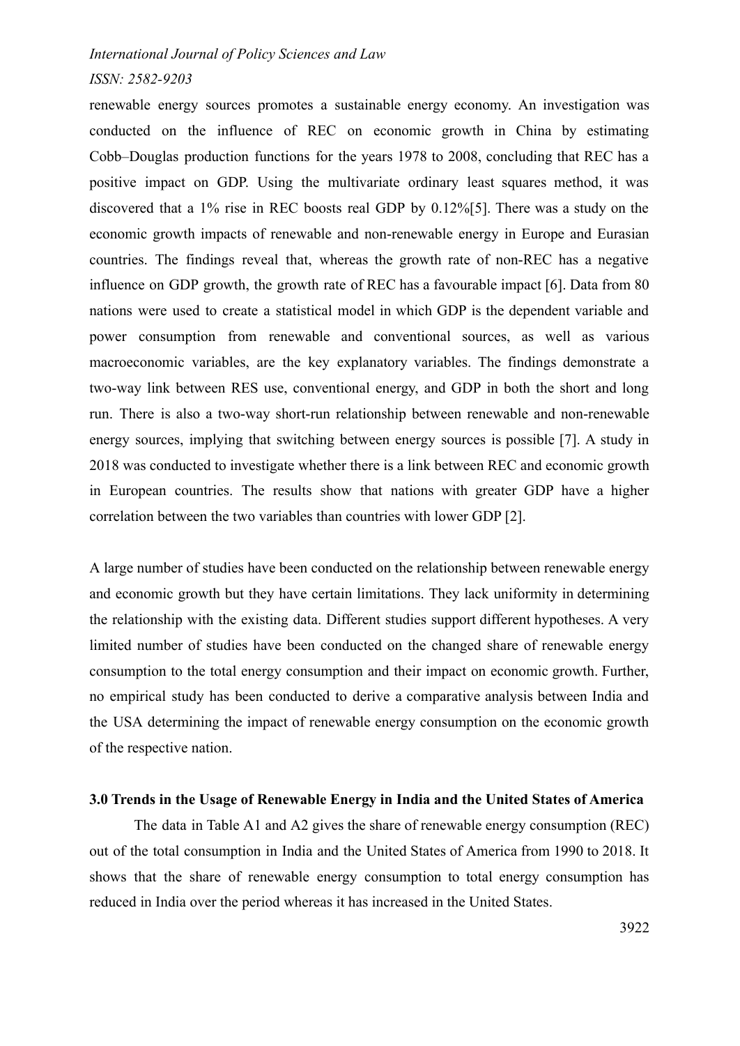renewable energy sources promotes a sustainable energy economy. An investigation was conducted on the influence of REC on economic growth in China by estimating Cobb–Douglas production functions for the years 1978 to 2008, concluding that REC has a positive impact on GDP. Using the multivariate ordinary least squares method, it was discovered that a 1% rise in REC boosts real GDP by 0.12%[5]. There was a study on the economic growth impacts of renewable and non-renewable energy in Europe and Eurasian countries. The findings reveal that, whereas the growth rate of non-REC has a negative influence on GDP growth, the growth rate of REC has a favourable impact [6]. Data from 80 nations were used to create a statistical model in which GDP is the dependent variable and power consumption from renewable and conventional sources, as well as various macroeconomic variables, are the key explanatory variables. The findings demonstrate a two-way link between RES use, conventional energy, and GDP in both the short and long run. There is also a two-way short-run relationship between renewable and non-renewable energy sources, implying that switching between energy sources is possible [7]. A study in 2018 was conducted to investigate whether there is a link between REC and economic growth in European countries. The results show that nations with greater GDP have a higher correlation between the two variables than countries with lower GDP [2].

A large number of studies have been conducted on the relationship between renewable energy and economic growth but they have certain limitations. They lack uniformity in determining the relationship with the existing data. Different studies support different hypotheses. A very limited number of studies have been conducted on the changed share of renewable energy consumption to the total energy consumption and their impact on economic growth. Further, no empirical study has been conducted to derive a comparative analysis between India and the USA determining the impact of renewable energy consumption on the economic growth of the respective nation.

## 3.0 Trends in the Usage of Renewable Energy in India and the United States of America

The data in Table A1 and A2 gives the share of renewable energy consumption (REC) out of the total consumption in India and the United States of America from 1990 to 2018. It shows that the share of renewable energy consumption to total energy consumption has reduced in India over the period whereas it has increased in the United States.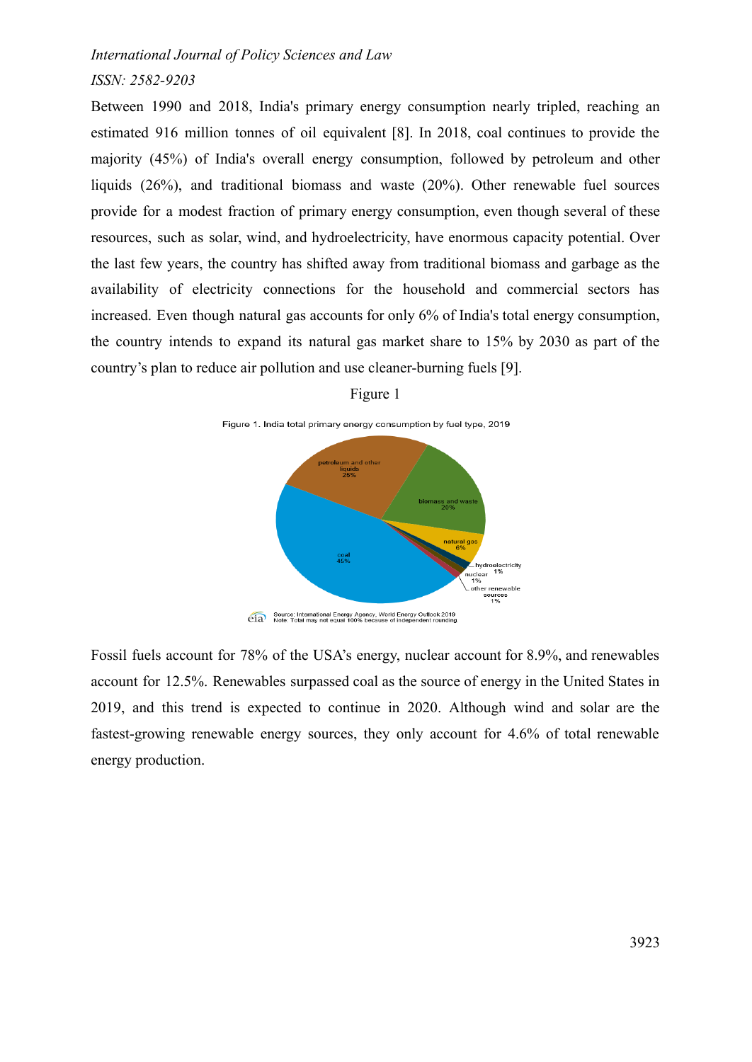Between 1990 and 2018, India's primary energy consumption nearly tripled, reaching an estimated 916 million tonnes of oil equivalent [8]. In 2018, coal continues to provide the majority (45%) of India's overall energy consumption, followed by petroleum and other liquids (26%), and traditional biomass and waste (20%). Other renewable fuel sources provide for a modest fraction of primary energy consumption, even though several of these resources, such as solar, wind, and hydroelectricity, have enormous capacity potential. Over the last few years, the country has shifted away from traditional biomass and garbage as the availability of electricity connections for the household and commercial sectors has increased. Even though natural gas accounts for only 6% of India's total energy consumption, the country intends to expand its natural gas market share to 15% by 2030 as part of the country's plan to reduce air pollution and use cleaner-burning fuels [9].

Figure 1

Figure 1. India total primary energy consumption by fuel type, 2019

Source: International Energy Agency, World Energy Outlook 2019
Note: Total may not equal 100% because of independent rounding

Fossil fuels account for 78% of the USA's energy, nuclear account for 8.9%, and renewables account for 12.5%. Renewables surpassed coal as the source of energy in the United States in 2019, and this trend is expected to continue in 2020. Although wind and solar are the fastest-growing renewable energy sources, they only account for 4.6% of total renewable energy production.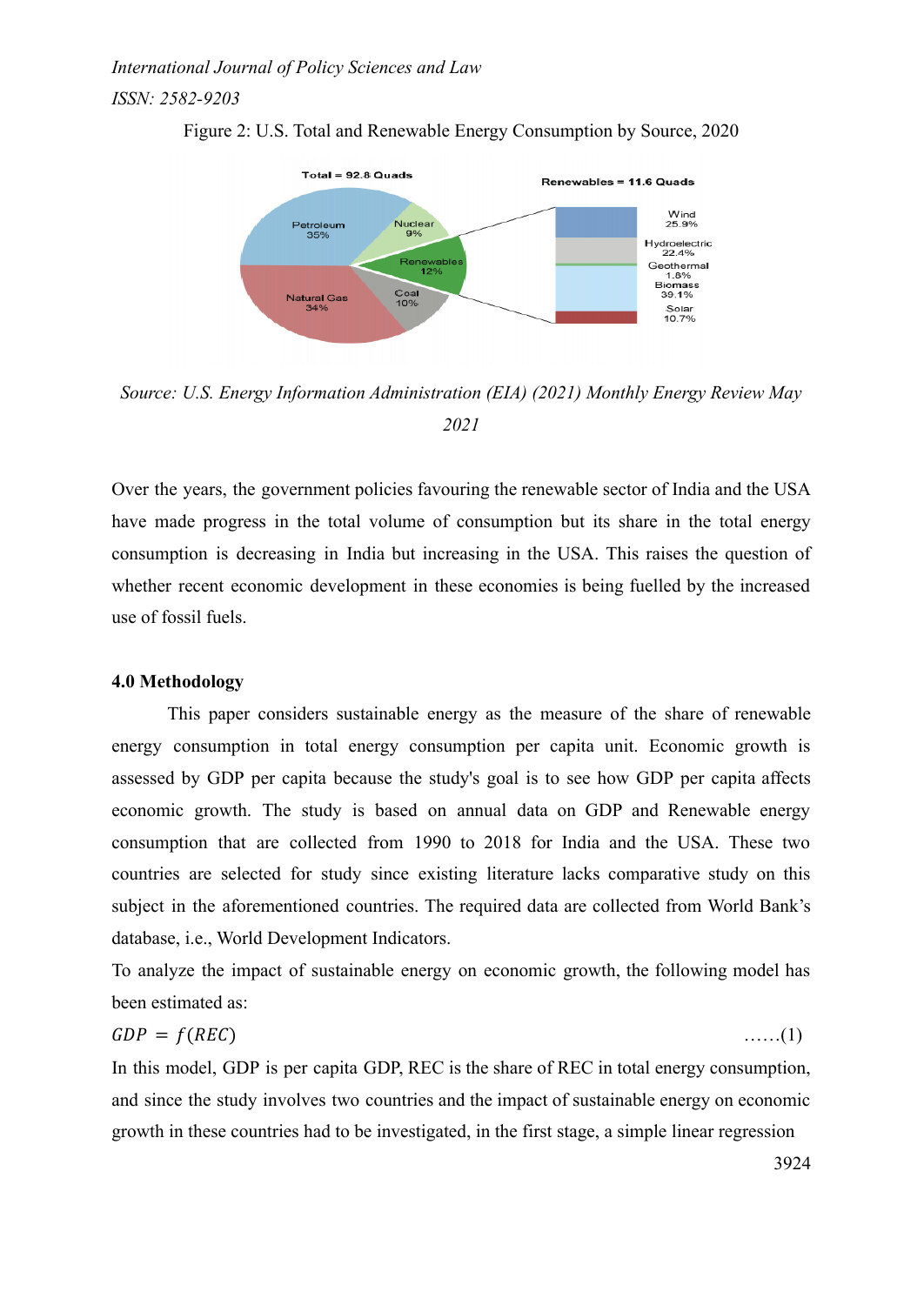Figure 2: U.S. Total and Renewable Energy Consumption by Source, 2020

*Source: U.S. Energy Information Administration (EIA) (2021) Monthly Energy Review May 2021*

Over the years, the government policies favouring the renewable sector of India and the USA have made progress in the total volume of consumption but its share in the total energy consumption is decreasing in India but increasing in the USA. This raises the question of whether recent economic development in these economies is being fuelled by the increased use of fossil fuels.

### 4.0 Methodology

This paper considers sustainable energy as the measure of the share of renewable energy consumption in total energy consumption per capita unit. Economic growth is assessed by GDP per capita because the study's goal is to see how GDP per capita affects economic growth. The study is based on annual data on GDP and Renewable energy consumption that are collected from 1990 to 2018 for India and the USA. These two countries are selected for study since existing literature lacks comparative study on this subject in the aforementioned countries. The required data are collected from World Bank's database, i.e., World Development Indicators.

To analyze the impact of sustainable energy on economic growth, the following model has been estimated as:

$$GDP = f(REC) \qquad \text{......(1)}$$

In this model, GDP is per capita GDP, REC is the share of REC in total energy consumption, and since the study involves two countries and the impact of sustainable energy on economic growth in these countries had to be investigated, in the first stage, a simple linear regression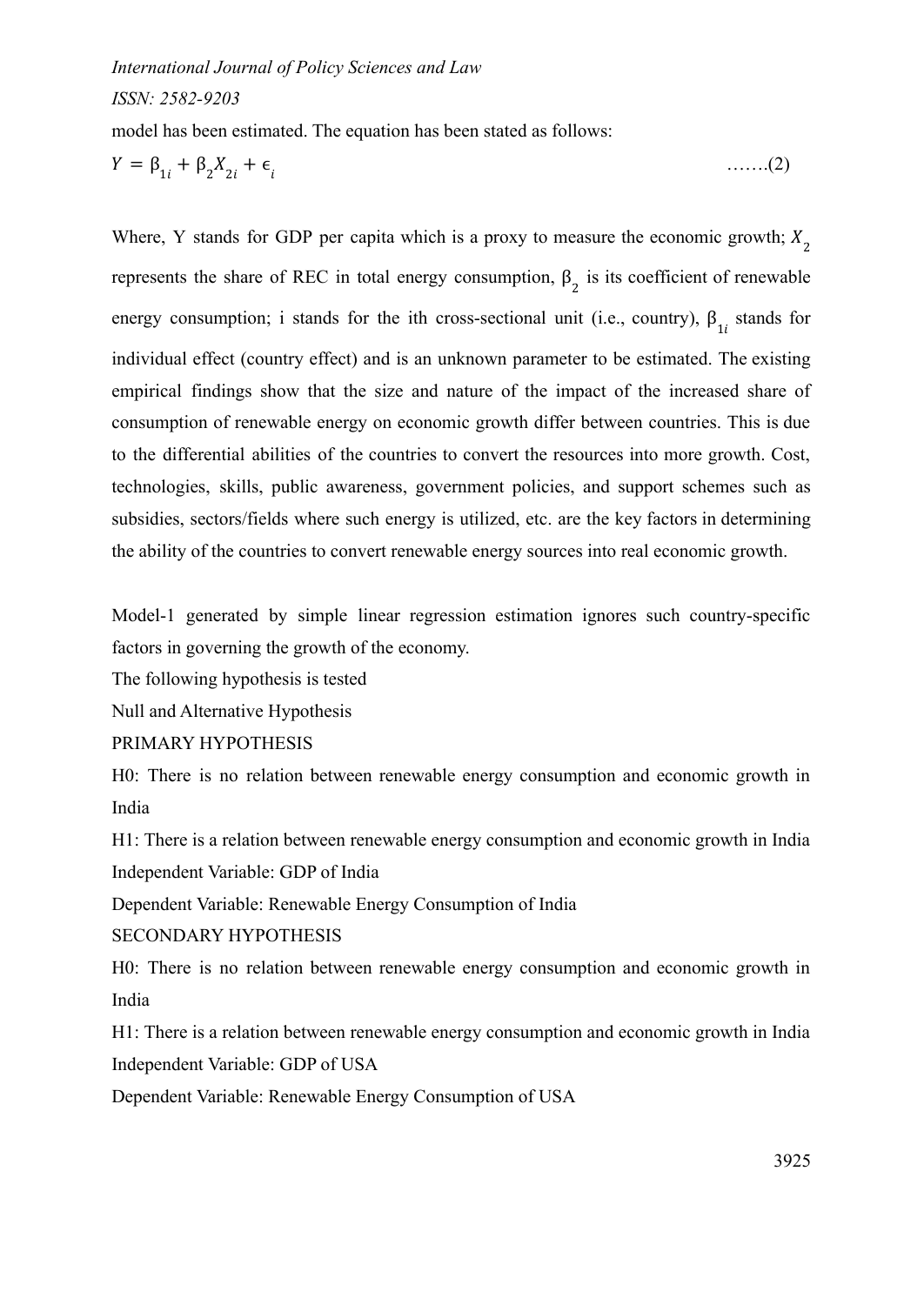model has been estimated. The equation has been stated as follows:

$$Y = \beta_{1i} + \beta_2 X_{2i} + \epsilon_i \quad \text{.......(2)}$$

Where, Y stands for GDP per capita which is a proxy to measure the economic growth; $X_2$ represents the share of REC in total energy consumption, $\beta_2$ is its coefficient of renewable energy consumption; i stands for the ith cross-sectional unit (i.e., country), $\beta_{1i}$ stands for individual effect (country effect) and is an unknown parameter to be estimated. The existing empirical findings show that the size and nature of the impact of the increased share of consumption of renewable energy on economic growth differ between countries. This is due to the differential abilities of the countries to convert the resources into more growth. Cost, technologies, skills, public awareness, government policies, and support schemes such as subsidies, sectors/fields where such energy is utilized, etc. are the key factors in determining the ability of the countries to convert renewable energy sources into real economic growth.

Model-1 generated by simple linear regression estimation ignores such country-specific factors in governing the growth of the economy.

The following hypothesis is tested

Null and Alternative Hypothesis

PRIMARY HYPOTHESIS

H0: There is no relation between renewable energy consumption and economic growth in India

H1: There is a relation between renewable energy consumption and economic growth in India

Independent Variable: GDP of India

Dependent Variable: Renewable Energy Consumption of India

SECONDARY HYPOTHESIS

H0: There is no relation between renewable energy consumption and economic growth in India

H1: There is a relation between renewable energy consumption and economic growth in India

Independent Variable: GDP of USA

Dependent Variable: Renewable Energy Consumption of USA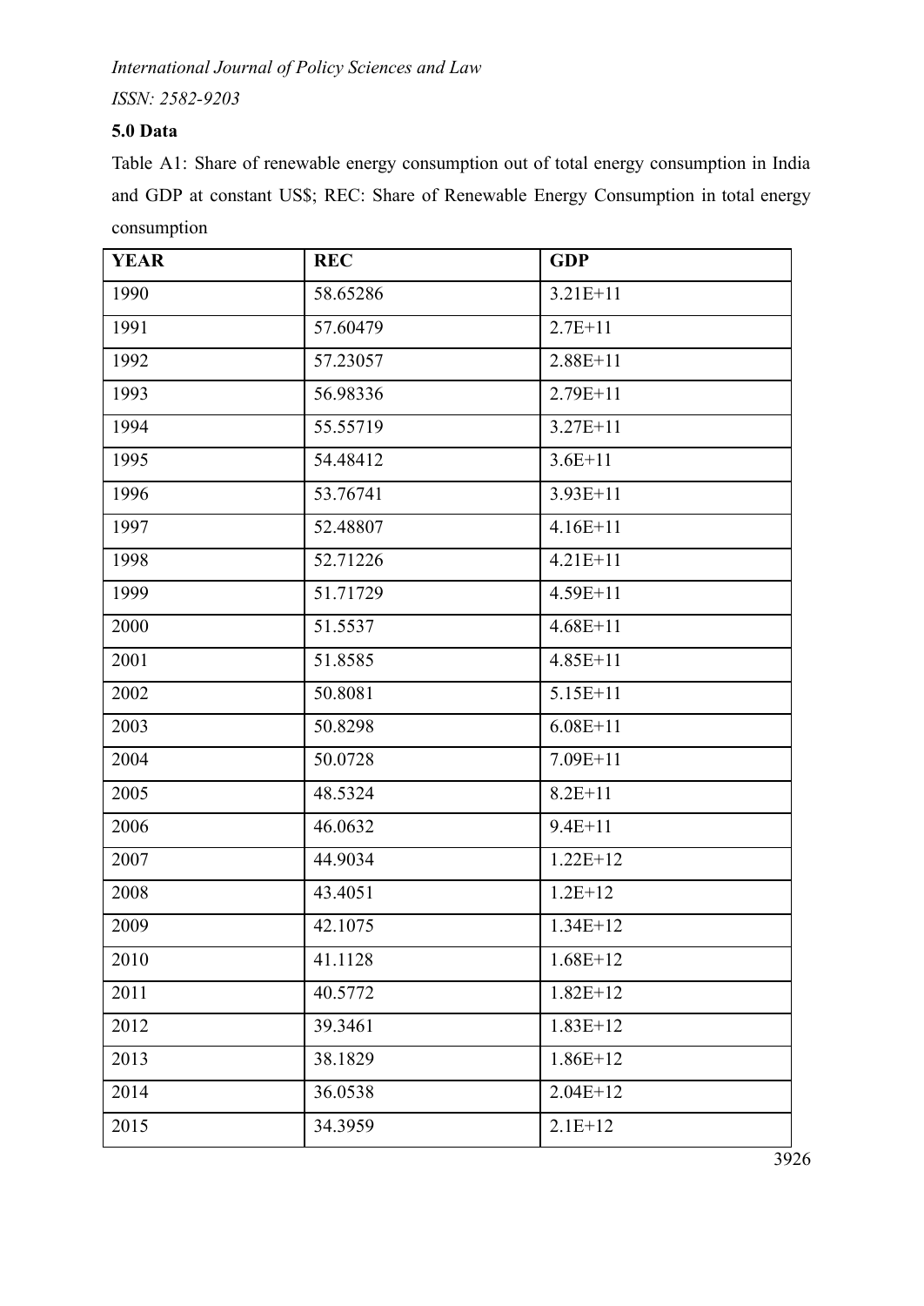### 5.0 Data

Table A1: Share of renewable energy consumption out of total energy consumption in India and GDP at constant US$; REC: Share of Renewable Energy Consumption in total energy consumption

| **YEAR** | **REC** | **GDP** |
|---|---|---|
| 1990 | 58.65286 | 3.21E+11 |
| 1991 | 57.60479 | 2.7E+11 |
| 1992 | 57.23057 | 2.88E+11 |
| 1993 | 56.98336 | 2.79E+11 |
| 1994 | 55.55719 | 3.27E+11 |
| 1995 | 54.48412 | 3.6E+11 |
| 1996 | 53.76741 | 3.93E+11 |
| 1997 | 52.48807 | 4.16E+11 |
| 1998 | 52.71226 | 4.21E+11 |
| 1999 | 51.71729 | 4.59E+11 |
| 2000 | 51.5537 | 4.68E+11 |
| 2001 | 51.8585 | 4.85E+11 |
| 2002 | 50.8081 | 5.15E+11 |
| 2003 | 50.8298 | 6.08E+11 |
| 2004 | 50.0728 | 7.09E+11 |
| 2005 | 48.5324 | 8.2E+11 |
| 2006 | 46.0632 | 9.4E+11 |
| 2007 | 44.9034 | 1.22E+12 |
| 2008 | 43.4051 | 1.2E+12 |
| 2009 | 42.1075 | 1.34E+12 |
| 2010 | 41.1128 | 1.68E+12 |
| 2011 | 40.5772 | 1.82E+12 |
| 2012 | 39.3461 | 1.83E+12 |
| 2013 | 38.1829 | 1.86E+12 |
| 2014 | 36.0538 | 2.04E+12 |
| 2015 | 34.3959 | 2.1E+12 |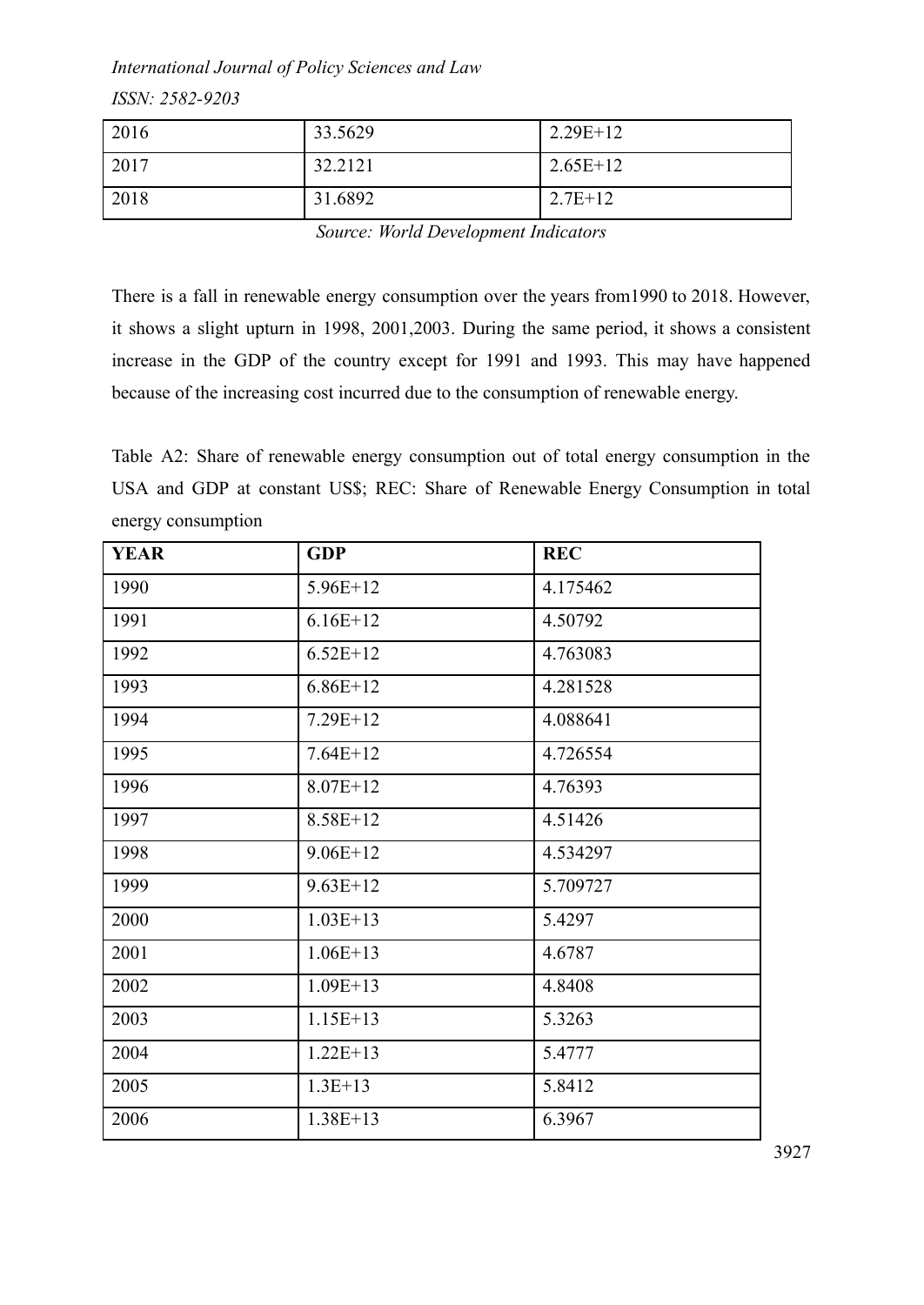| 2016 | 33.5629 | 2.29E+12 |
|---|---|---|
| 2017 | 32.2121 | 2.65E+12 |
| 2018 | 31.6892 | 2.7E+12 |

*Source: World Development Indicators*

There is a fall in renewable energy consumption over the years from1990 to 2018. However, it shows a slight upturn in 1998, 2001,2003. During the same period, it shows a consistent increase in the GDP of the country except for 1991 and 1993. This may have happened because of the increasing cost incurred due to the consumption of renewable energy.

Table A2: Share of renewable energy consumption out of total energy consumption in the USA and GDP at constant US$; REC: Share of Renewable Energy Consumption in total energy consumption

| **YEAR** | **GDP** | **REC** |
|---|---|---|
| 1990 | 5.96E+12 | 4.175462 |
| 1991 | 6.16E+12 | 4.50792 |
| 1992 | 6.52E+12 | 4.763083 |
| 1993 | 6.86E+12 | 4.281528 |
| 1994 | 7.29E+12 | 4.088641 |
| 1995 | 7.64E+12 | 4.726554 |
| 1996 | 8.07E+12 | 4.76393 |
| 1997 | 8.58E+12 | 4.51426 |
| 1998 | 9.06E+12 | 4.534297 |
| 1999 | 9.63E+12 | 5.709727 |
| 2000 | 1.03E+13 | 5.4297 |
| 2001 | 1.06E+13 | 4.6787 |
| 2002 | 1.09E+13 | 4.8408 |
| 2003 | 1.15E+13 | 5.3263 |
| 2004 | 1.22E+13 | 5.4777 |
| 2005 | 1.3E+13 | 5.8412 |
| 2006 | 1.38E+13 | 6.3967 |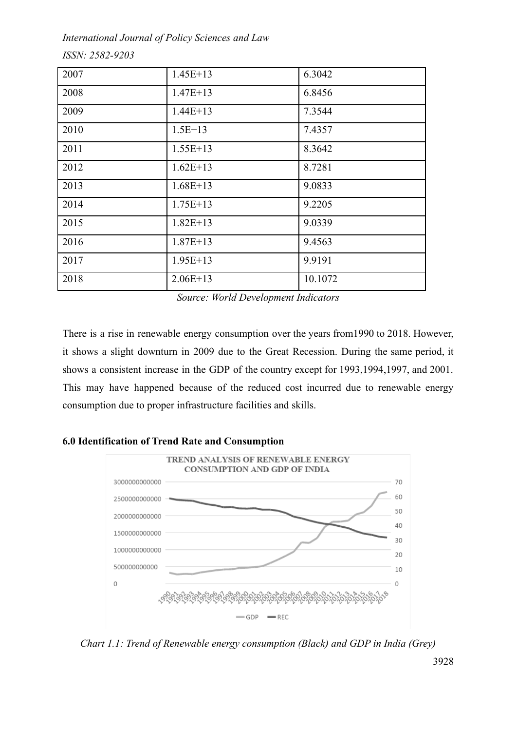| 2007 | 1.45E+13 | 6.3042 |
|---|---|---|
| 2008 | 1.47E+13 | 6.8456 |
| 2009 | 1.44E+13 | 7.3544 |
| 2010 | 1.5E+13 | 7.4357 |
| 2011 | 1.55E+13 | 8.3642 |
| 2012 | 1.62E+13 | 8.7281 |
| 2013 | 1.68E+13 | 9.0833 |
| 2014 | 1.75E+13 | 9.2205 |
| 2015 | 1.82E+13 | 9.0339 |
| 2016 | 1.87E+13 | 9.4563 |
| 2017 | 1.95E+13 | 9.9191 |
| 2018 | 2.06E+13 | 10.1072 |

*Source: World Development Indicators*

There is a rise in renewable energy consumption over the years from1990 to 2018. However, it shows a slight downturn in 2009 due to the Great Recession. During the same period, it shows a consistent increase in the GDP of the country except for 1993,1994,1997, and 2001. This may have happened because of the reduced cost incurred due to renewable energy consumption due to proper infrastructure facilities and skills.

**6.0 Identification of Trend Rate and Consumption**

*Chart 1.1: Trend of Renewable energy consumption (Black) and GDP in India (Grey)*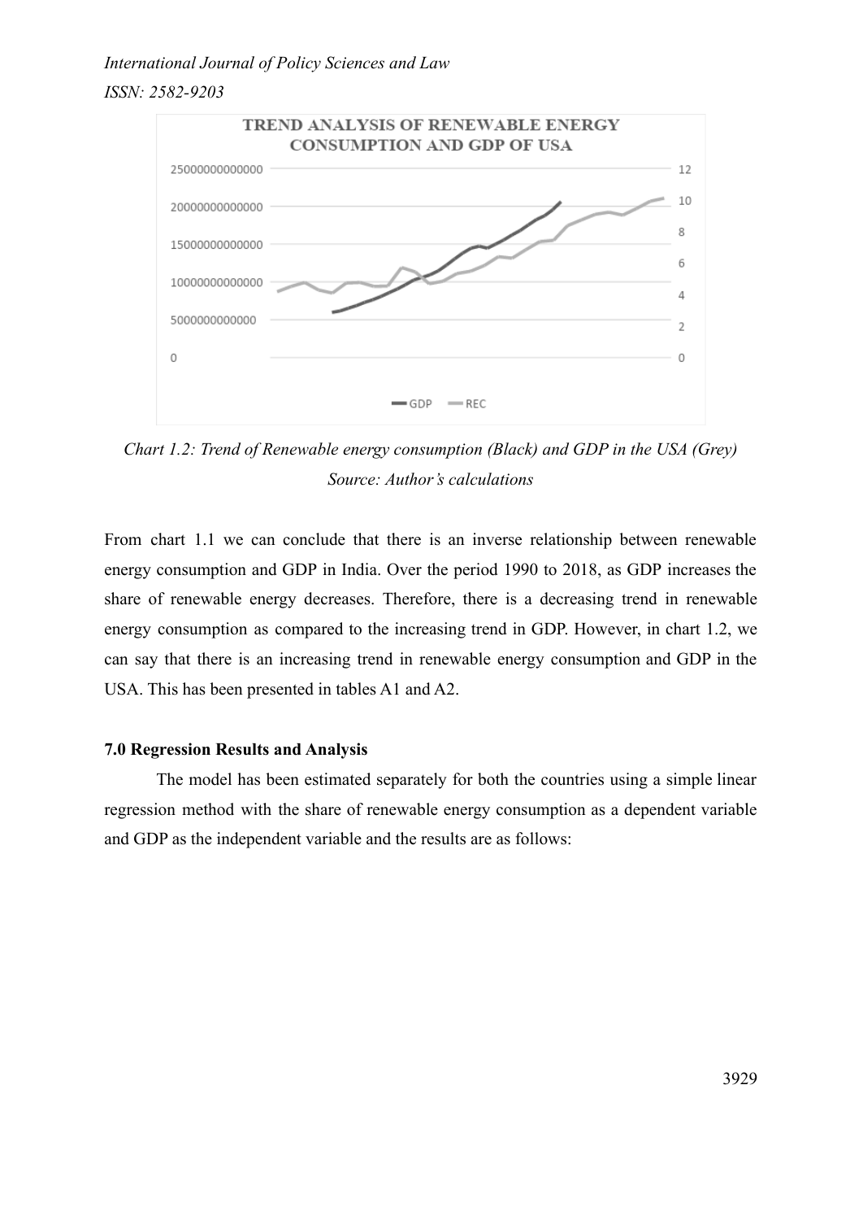Chart 1.2: *Trend of Renewable energy consumption (Black) and GDP in the USA (Grey)*
*Source: Author's calculations*

From chart 1.1 we can conclude that there is an inverse relationship between renewable energy consumption and GDP in India. Over the period 1990 to 2018, as GDP increases the share of renewable energy decreases. Therefore, there is a decreasing trend in renewable energy consumption as compared to the increasing trend in GDP. However, in chart 1.2, we can say that there is an increasing trend in renewable energy consumption and GDP in the USA. This has been presented in tables A1 and A2.

### 7.0 Regression Results and Analysis

The model has been estimated separately for both the countries using a simple linear regression method with the share of renewable energy consumption as a dependent variable and GDP as the independent variable and the results are as follows: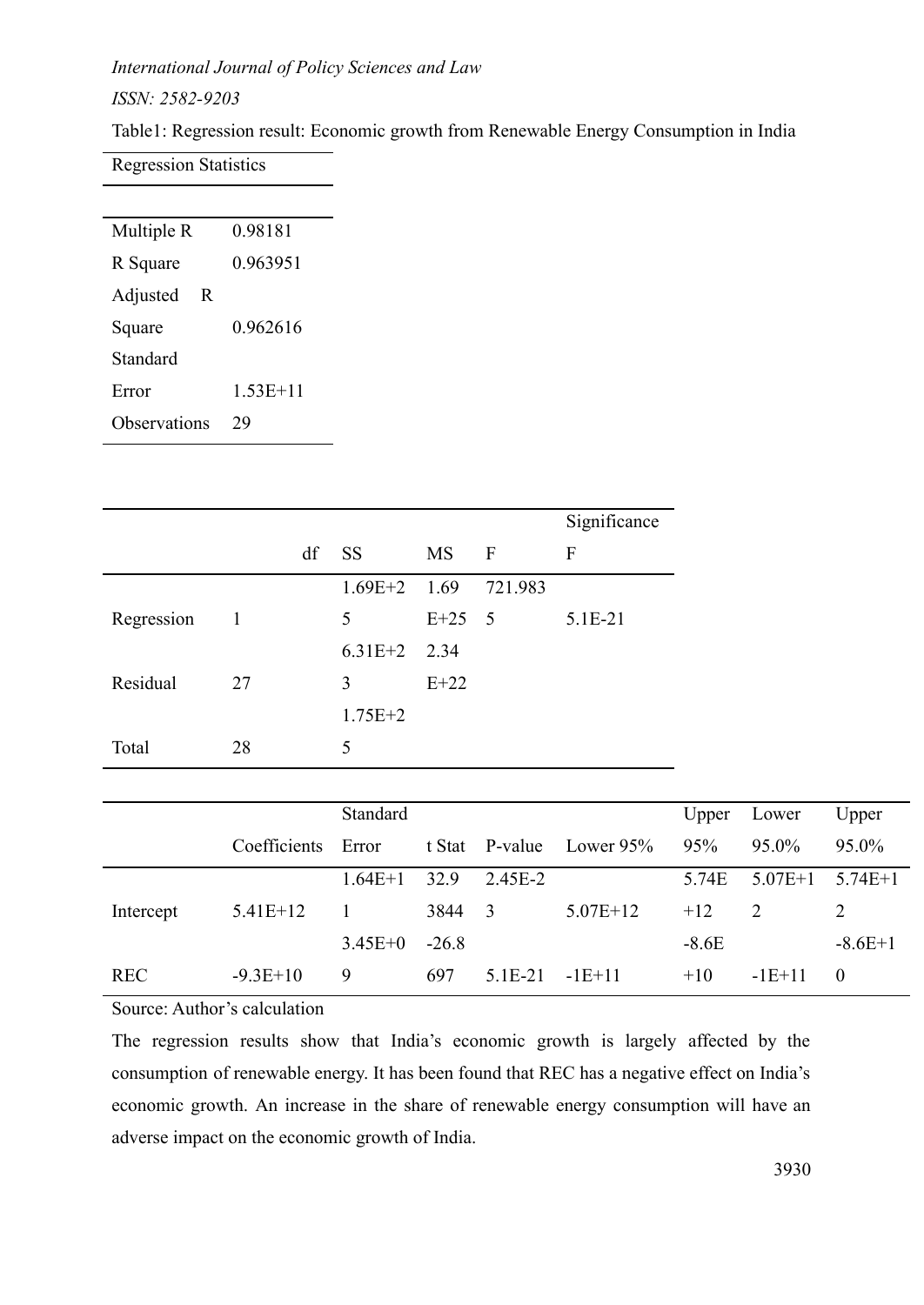Table1: Regression result: Economic growth from Renewable Energy Consumption in India

| Regression Statistics | |
|---|---|
| Multiple R | 0.98181 |
| R Square | 0.963951 |
| Adjusted R Square | 0.962616 |
| Standard Error | 1.53E+11 |
| Observations | 29 |

| | df | SS | MS | F | Significance F |
|---|---|---|---|---|---|
| Regression | 1 | 1.69E+25 | 1.69 E+25 | 721.9835 | 5.1E-21 |
| Residual | 27 | 6.31E+23 | 2.34 E+22 | | |
| Total | 28 | 1.75E+25 | | | |

| | Coefficients | Standard Error | t Stat | P-value | Lower 95% | Upper 95% | Lower 95.0% | Upper 95.0% |
|---|---|---|---|---|---|---|---|---|
| Intercept | 5.41E+12 | 1.64E+11 | 32.93844 | 2.45E-23 | 5.07E+12 | 5.74E+12 | 5.07E+12 | 5.74E+12 |
| REC | -9.3E+10 | 3.45E+09 | -26.8697 | 5.1E-21 | -1E+11 | -8.6E+10 | -1E+11 | -8.6E+10 |

Source: Author's calculation

The regression results show that India's economic growth is largely affected by the consumption of renewable energy. It has been found that REC has a negative effect on India's economic growth. An increase in the share of renewable energy consumption will have an adverse impact on the economic growth of India.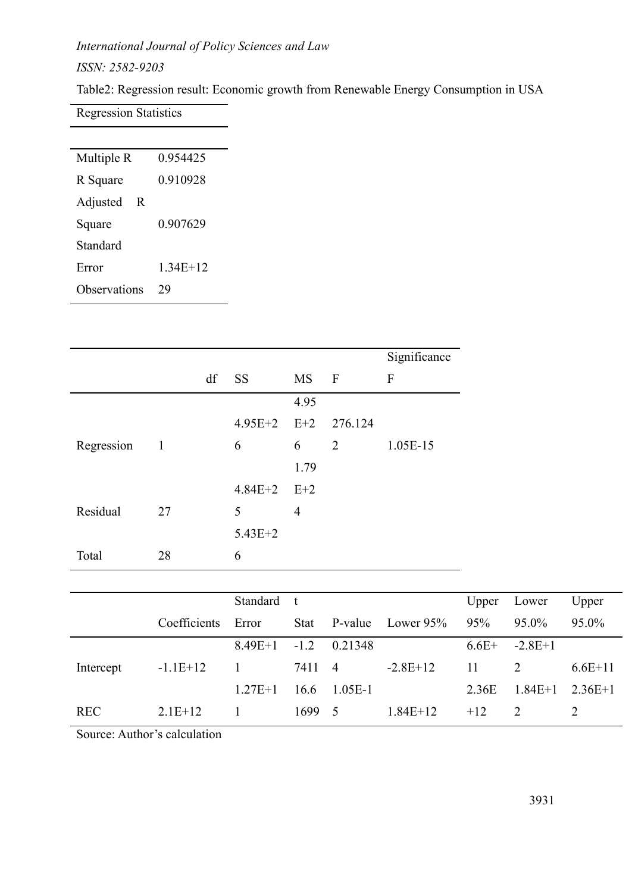Table2: Regression result: Economic growth from Renewable Energy Consumption in USA

| Regression Statistics | |
|---|---|
| Multiple R | 0.954425 |
| R Square | 0.910928 |
| Adjusted R Square | 0.907629 |
| Standard Error | 1.34E+12 |
| Observations | 29 |

| | df | SS | MS | F | Significance F |
|---|---|---|---|---|---|
| Regression | 1 | 4.95E+26 | 4.95E+26 | 276.1242 | 1.05E-15 |
| Residual | 27 | 4.84E+25 | 1.79E+24 | | |
| Total | 28 | 5.43E+26 | | | |

| | Coefficients | Standard Error | t Stat | P-value | Lower 95% | Upper 95% | Lower 95.0% | Upper 95.0% |
|---|---|---|---|---|---|---|---|---|
| Intercept | -1.1E+12 | 8.49E+11 | -1.27411 | 0.213484 | -2.8E+12 | 6.6E+11 | -2.8E+12 | 6.6E+11 |
| REC | 2.1E+12 | 1.27E+11 | 16.61699 | 1.05E-15 | 1.84E+12 | 2.36E+12 | 1.84E+12 | 2.36E+12 |

Source: Author's calculation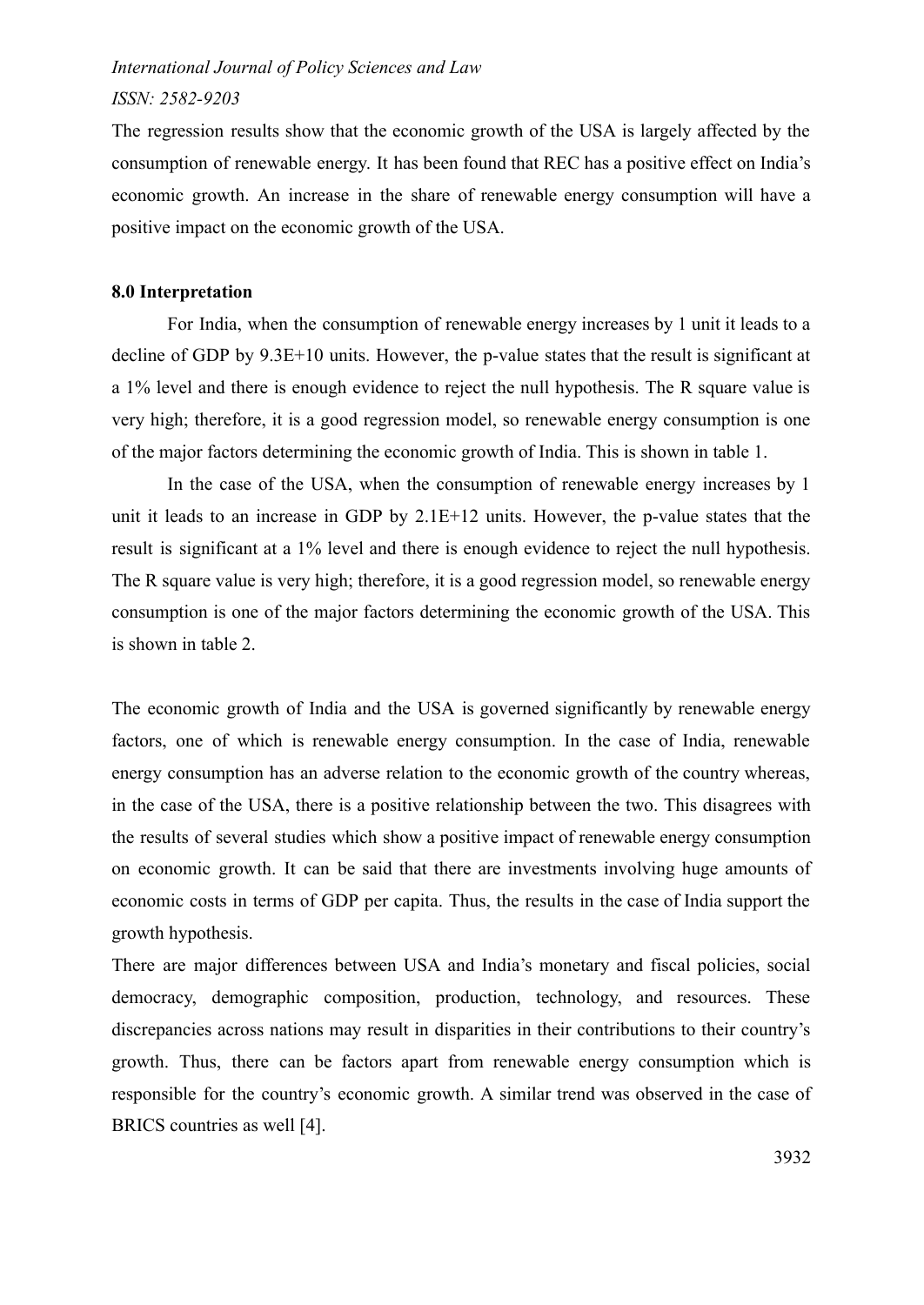The regression results show that the economic growth of the USA is largely affected by the consumption of renewable energy. It has been found that REC has a positive effect on India's economic growth. An increase in the share of renewable energy consumption will have a positive impact on the economic growth of the USA.

**8.0 Interpretation**

For India, when the consumption of renewable energy increases by 1 unit it leads to a decline of GDP by 9.3E+10 units. However, the p-value states that the result is significant at a 1% level and there is enough evidence to reject the null hypothesis. The R square value is very high; therefore, it is a good regression model, so renewable energy consumption is one of the major factors determining the economic growth of India. This is shown in table 1.

In the case of the USA, when the consumption of renewable energy increases by 1 unit it leads to an increase in GDP by 2.1E+12 units. However, the p-value states that the result is significant at a 1% level and there is enough evidence to reject the null hypothesis. The R square value is very high; therefore, it is a good regression model, so renewable energy consumption is one of the major factors determining the economic growth of the USA. This is shown in table 2.

The economic growth of India and the USA is governed significantly by renewable energy factors, one of which is renewable energy consumption. In the case of India, renewable energy consumption has an adverse relation to the economic growth of the country whereas, in the case of the USA, there is a positive relationship between the two. This disagrees with the results of several studies which show a positive impact of renewable energy consumption on economic growth. It can be said that there are investments involving huge amounts of economic costs in terms of GDP per capita. Thus, the results in the case of India support the growth hypothesis.

There are major differences between USA and India's monetary and fiscal policies, social democracy, demographic composition, production, technology, and resources. These discrepancies across nations may result in disparities in their contributions to their country's growth. Thus, there can be factors apart from renewable energy consumption which is responsible for the country's economic growth. A similar trend was observed in the case of BRICS countries as well [4].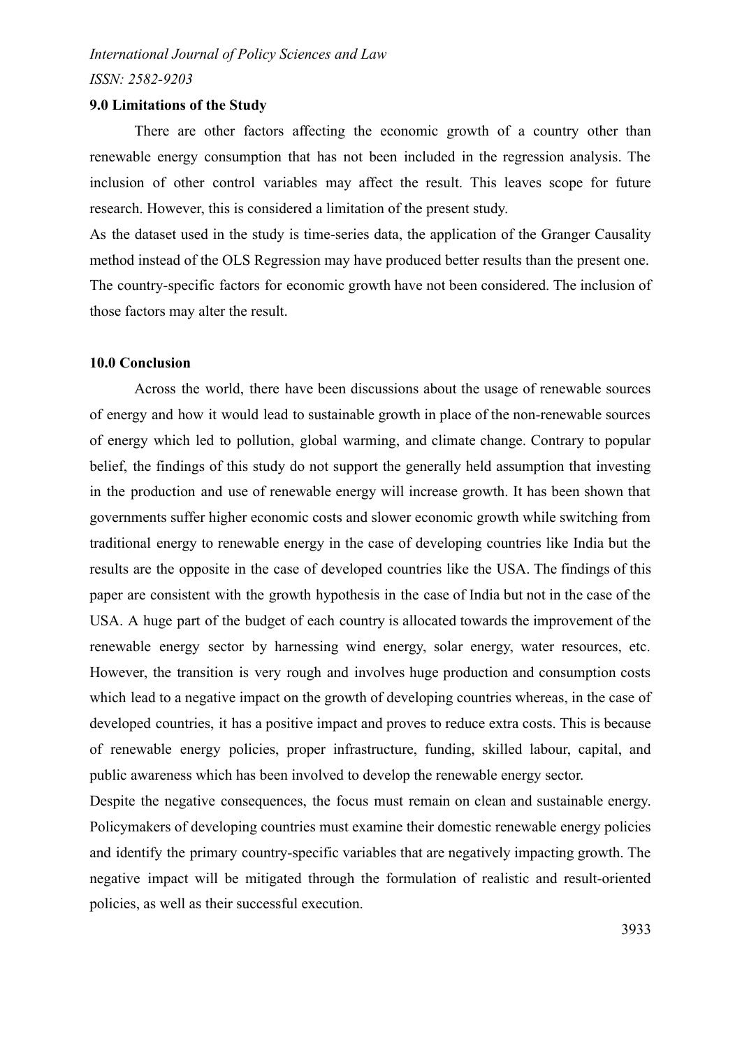## 9.0 Limitations of the Study

There are other factors affecting the economic growth of a country other than renewable energy consumption that has not been included in the regression analysis. The inclusion of other control variables may affect the result. This leaves scope for future research. However, this is considered a limitation of the present study.

As the dataset used in the study is time-series data, the application of the Granger Causality method instead of the OLS Regression may have produced better results than the present one. The country-specific factors for economic growth have not been considered. The inclusion of those factors may alter the result.

## 10.0 Conclusion

Across the world, there have been discussions about the usage of renewable sources of energy and how it would lead to sustainable growth in place of the non-renewable sources of energy which led to pollution, global warming, and climate change. Contrary to popular belief, the findings of this study do not support the generally held assumption that investing in the production and use of renewable energy will increase growth. It has been shown that governments suffer higher economic costs and slower economic growth while switching from traditional energy to renewable energy in the case of developing countries like India but the results are the opposite in the case of developed countries like the USA. The findings of this paper are consistent with the growth hypothesis in the case of India but not in the case of the USA. A huge part of the budget of each country is allocated towards the improvement of the renewable energy sector by harnessing wind energy, solar energy, water resources, etc. However, the transition is very rough and involves huge production and consumption costs which lead to a negative impact on the growth of developing countries whereas, in the case of developed countries, it has a positive impact and proves to reduce extra costs. This is because of renewable energy policies, proper infrastructure, funding, skilled labour, capital, and public awareness which has been involved to develop the renewable energy sector.

Despite the negative consequences, the focus must remain on clean and sustainable energy. Policymakers of developing countries must examine their domestic renewable energy policies and identify the primary country-specific variables that are negatively impacting growth. The negative impact will be mitigated through the formulation of realistic and result-oriented policies, as well as their successful execution.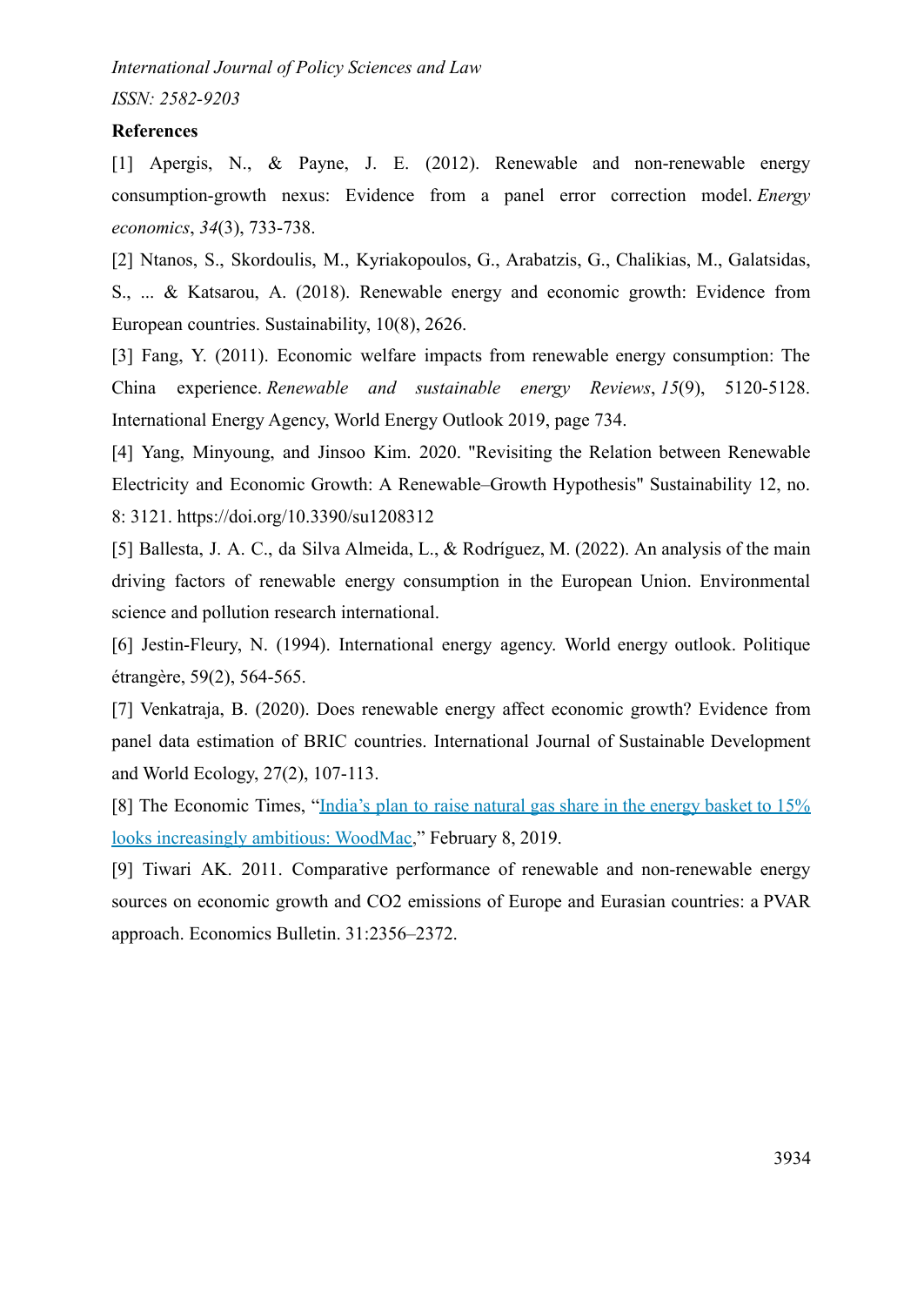## References

[1] Apergis, N., & Payne, J. E. (2012). Renewable and non-renewable energy consumption-growth nexus: Evidence from a panel error correction model. *Energy economics*, *34*(3), 733-738.

[2] Ntanos, S., Skordoulis, M., Kyriakopoulos, G., Arabatzis, G., Chalikias, M., Galatsidas, S., ... & Katsarou, A. (2018). Renewable energy and economic growth: Evidence from European countries. Sustainability, 10(8), 2626.

[3] Fang, Y. (2011). Economic welfare impacts from renewable energy consumption: The China experience. *Renewable and sustainable energy Reviews*, *15*(9), 5120-5128. International Energy Agency, World Energy Outlook 2019, page 734.

[4] Yang, Minyoung, and Jinsoo Kim. 2020. "Revisiting the Relation between Renewable Electricity and Economic Growth: A Renewable–Growth Hypothesis" Sustainability 12, no. 8: 3121. https://doi.org/10.3390/su1208312

[5] Ballesta, J. A. C., da Silva Almeida, L., & Rodríguez, M. (2022). An analysis of the main driving factors of renewable energy consumption in the European Union. Environmental science and pollution research international.

[6] Jestin-Fleury, N. (1994). International energy agency. World energy outlook. Politique étrangère, 59(2), 564-565.

[7] Venkatraja, B. (2020). Does renewable energy affect economic growth? Evidence from panel data estimation of BRIC countries. International Journal of Sustainable Development and World Ecology, 27(2), 107-113.

[8] The Economic Times, "India's plan to raise natural gas share in the energy basket to 15% looks increasingly ambitious: WoodMac," February 8, 2019.

[9] Tiwari AK. 2011. Comparative performance of renewable and non-renewable energy sources on economic growth and CO2 emissions of Europe and Eurasian countries: a PVAR approach. Economics Bulletin. 31:2356–2372.